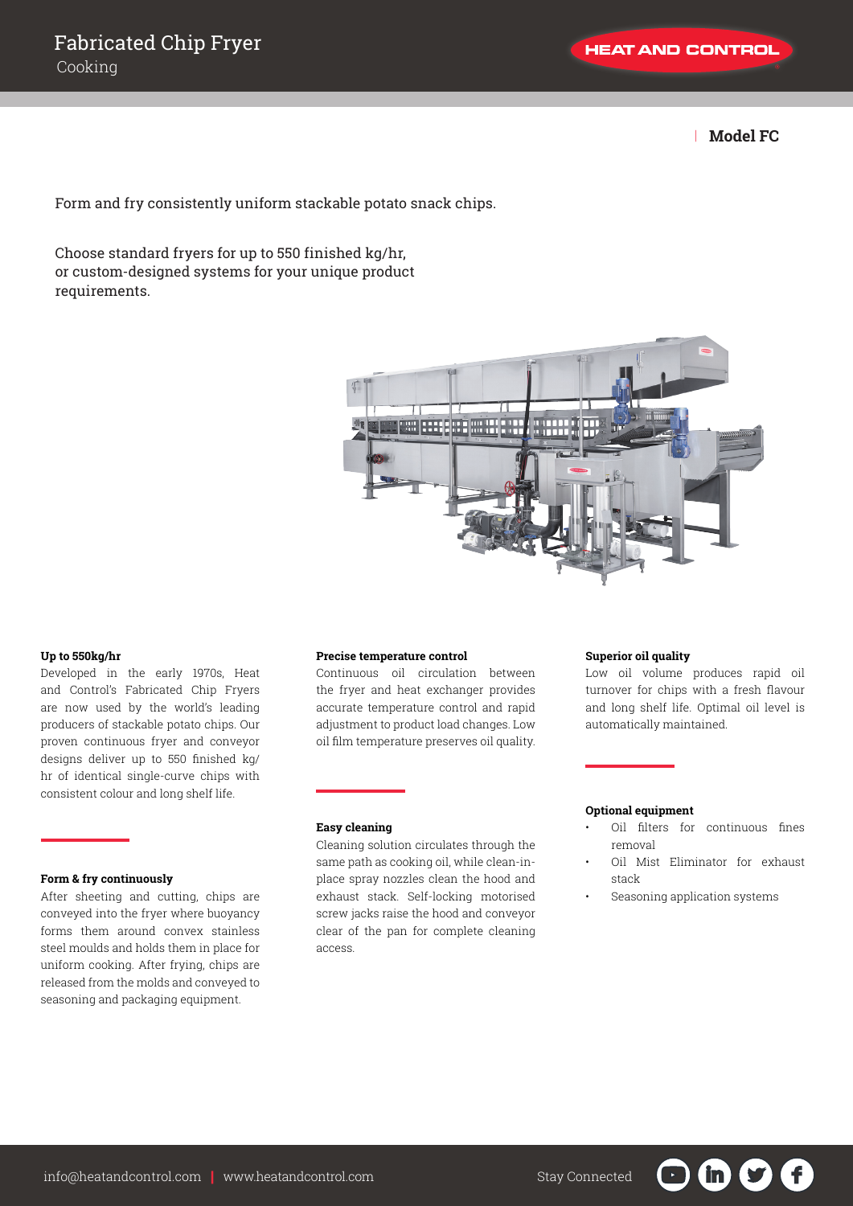# Fabricated Chip Fryer

Cooking

HEAT AND CONTROL

## Model FC

Form and fry consistently uniform stackable potato snack chips.

Choose standard fryers for up to 550 finished kg/hr, or custom-designed systems for your unique product requirements.

### Up to 550kg/hr

Developed in the early 1970s, Heat and Control's Fabricated Chip Fryers are now used by the world's leading producers of stackable potato chips. Our proven continuous fryer and conveyor designs deliver up to 550 finished kg/hr of identical single-curve chips with consistent colour and long shelf life.

### Form & fry continuously

After sheeting and cutting, chips are conveyed into the fryer where buoyancy forms them around convex stainless steel moulds and holds them in place for uniform cooking. After frying, chips are released from the molds and conveyed to seasoning and packaging equipment.

### Precise temperature control

Continuous oil circulation between the fryer and heat exchanger provides accurate temperature control and rapid adjustment to product load changes. Low oil film temperature preserves oil quality.

### Easy cleaning

Cleaning solution circulates through the same path as cooking oil, while clean-in-place spray nozzles clean the hood and exhaust stack. Self-locking motorised screw jacks raise the hood and conveyor clear of the pan for complete cleaning access.

### Superior oil quality

Low oil volume produces rapid oil turnover for chips with a fresh flavour and long shelf life. Optimal oil level is automatically maintained.

### Optional equipment

- Oil filters for continuous fines removal
- Oil Mist Eliminator for exhaust stack
- Seasoning application systems

info@heatandcontrol.com | www.heatandcontrol.com

Stay Connected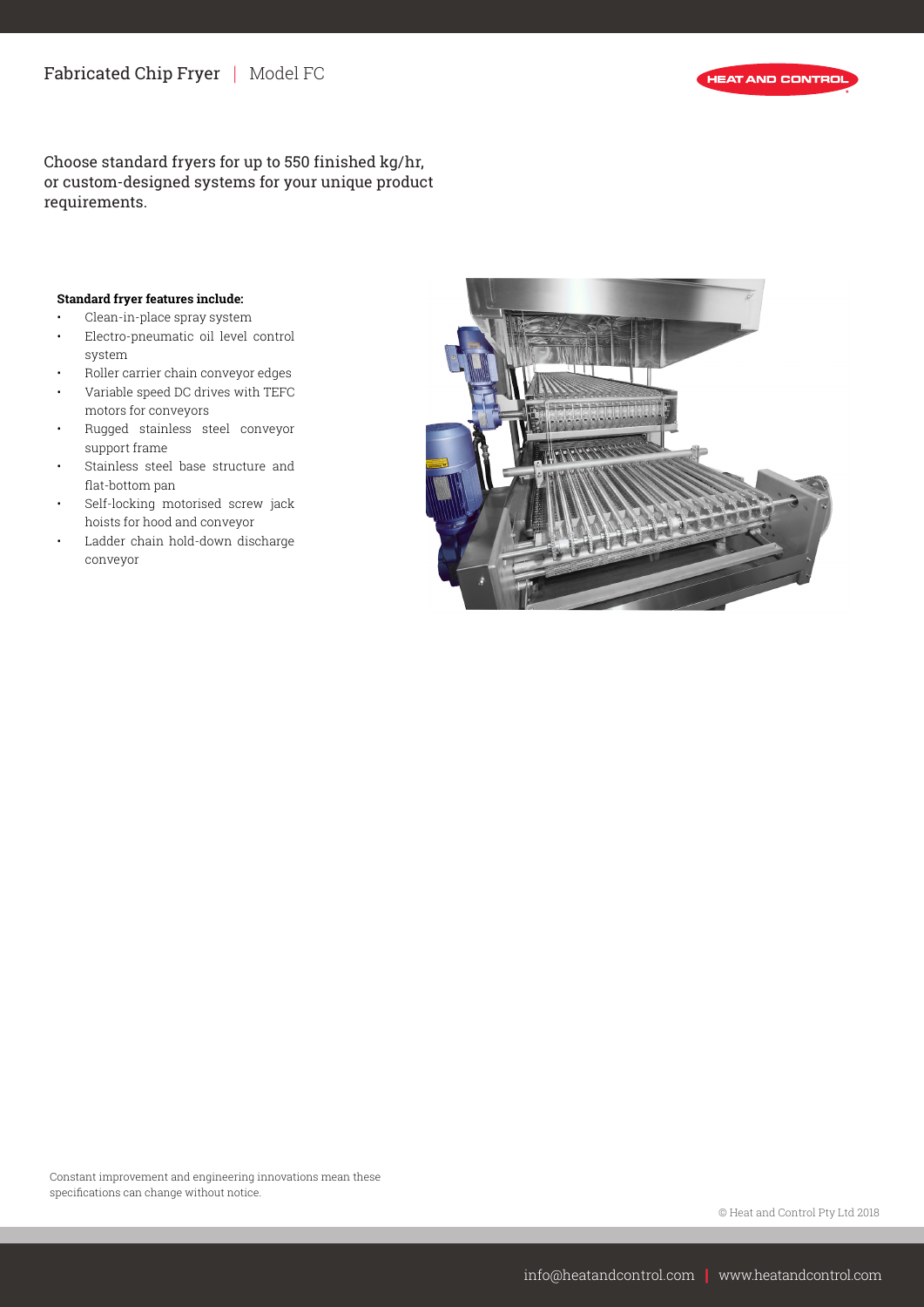Choose standard fryers for up to 550 finished kg/hr, or custom-designed systems for your unique product requirements.

**Standard fryer features include:**

- Clean-in-place spray system
- Electro-pneumatic oil level control system
- Roller carrier chain conveyor edges
- Variable speed DC drives with TEFC motors for conveyors
- Rugged stainless steel conveyor support frame
- Stainless steel base structure and flat-bottom pan
- Self-locking motorised screw jack hoists for hood and conveyor
- Ladder chain hold-down discharge conveyor

Constant improvement and engineering innovations mean these specifications can change without notice.

© Heat and Control Pty Ltd 2018

info@heatandcontrol.com | www.heatandcontrol.com